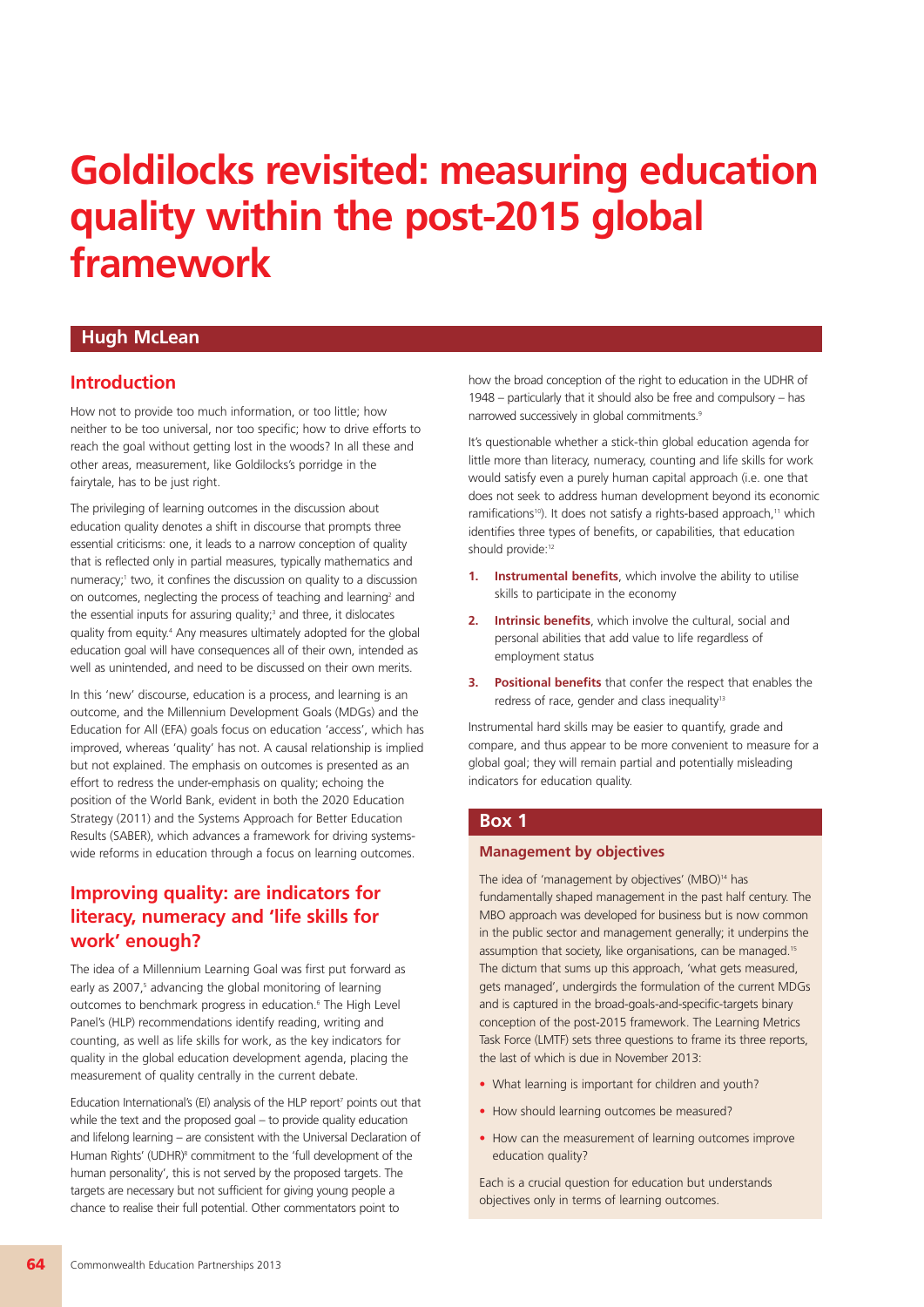# Goldilocks revisited: measuring education quality within the post-2015 global framework

## Hugh McLean

## Introduction

How not to provide too much information, or too little; how neither to be too universal, nor too specific; how to drive efforts to reach the goal without getting lost in the woods? In all these and other areas, measurement, like Goldilocks's porridge in the fairytale, has to be just right.

The privileging of learning outcomes in the discussion about education quality denotes a shift in discourse that prompts three essential criticisms: one, it leads to a narrow conception of quality that is reflected only in partial measures, typically mathematics and numeracy;[1] two, it confines the discussion on quality to a discussion on outcomes, neglecting the process of teaching and learning[2] and the essential inputs for assuring quality;[3] and three, it dislocates quality from equity.[4] Any measures ultimately adopted for the global education goal will have consequences all of their own, intended as well as unintended, and need to be discussed on their own merits.

In this 'new' discourse, education is a process, and learning is an outcome, and the Millennium Development Goals (MDGs) and the Education for All (EFA) goals focus on education 'access', which has improved, whereas 'quality' has not. A causal relationship is implied but not explained. The emphasis on outcomes is presented as an effort to redress the under-emphasis on quality; echoing the position of the World Bank, evident in both the 2020 Education Strategy (2011) and the Systems Approach for Better Education Results (SABER), which advances a framework for driving systems-wide reforms in education through a focus on learning outcomes.

## Improving quality: are indicators for literacy, numeracy and 'life skills for work' enough?

The idea of a Millennium Learning Goal was first put forward as early as 2007,[5] advancing the global monitoring of learning outcomes to benchmark progress in education.[6] The High Level Panel's (HLP) recommendations identify reading, writing and counting, as well as life skills for work, as the key indicators for quality in the global education development agenda, placing the measurement of quality centrally in the current debate.

Education International's (EI) analysis of the HLP report[7] points out that while the text and the proposed goal – to provide quality education and lifelong learning – are consistent with the Universal Declaration of Human Rights' (UDHR)[8] commitment to the 'full development of the human personality', this is not served by the proposed targets. The targets are necessary but not sufficient for giving young people a chance to realise their full potential. Other commentators point to how the broad conception of the right to education in the UDHR of 1948 – particularly that it should also be free and compulsory – has narrowed successively in global commitments.[9]

It's questionable whether a stick-thin global education agenda for little more than literacy, numeracy, counting and life skills for work would satisfy even a purely human capital approach (i.e. one that does not seek to address human development beyond its economic ramifications[10]). It does not satisfy a rights-based approach,[11] which identifies three types of benefits, or capabilities, that education should provide:[12]

1. **Instrumental benefits**, which involve the ability to utilise skills to participate in the economy
2. **Intrinsic benefits**, which involve the cultural, social and personal abilities that add value to life regardless of employment status
3. **Positional benefits** that confer the respect that enables the redress of race, gender and class inequality[13]

Instrumental hard skills may be easier to quantify, grade and compare, and thus appear to be more convenient to measure for a global goal; they will remain partial and potentially misleading indicators for education quality.

### Box 1

#### Management by objectives

The idea of 'management by objectives' (MBO)[14] has fundamentally shaped management in the past half century. The MBO approach was developed for business but is now common in the public sector and management generally; it underpins the assumption that society, like organisations, can be managed.[15] The dictum that sums up this approach, 'what gets measured, gets managed', undergirds the formulation of the current MDGs and is captured in the broad-goals-and-specific-targets binary conception of the post-2015 framework. The Learning Metrics Task Force (LMTF) sets three questions to frame its three reports, the last of which is due in November 2013:

- What learning is important for children and youth?
- How should learning outcomes be measured?
- How can the measurement of learning outcomes improve education quality?

Each is a crucial question for education but understands objectives only in terms of learning outcomes.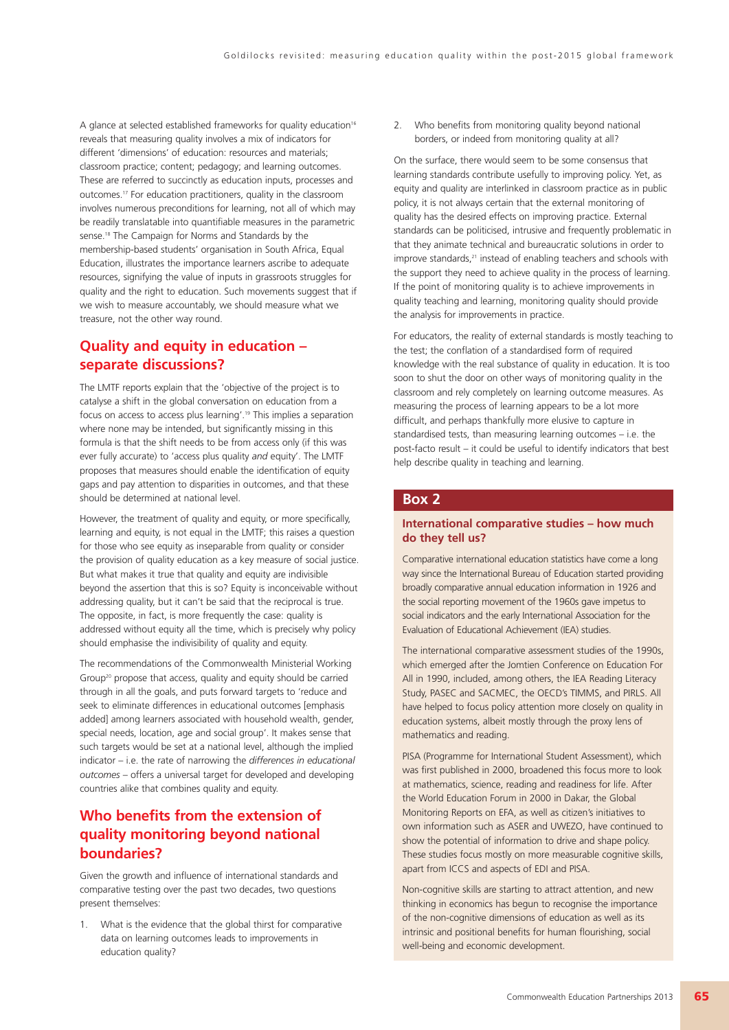A glance at selected established frameworks for quality education[16] reveals that measuring quality involves a mix of indicators for different 'dimensions' of education: resources and materials; classroom practice; content; pedagogy; and learning outcomes. These are referred to succinctly as education inputs, processes and outcomes.[17] For education practitioners, quality in the classroom involves numerous preconditions for learning, not all of which may be readily translatable into quantifiable measures in the parametric sense.[18] The Campaign for Norms and Standards by the membership-based students' organisation in South Africa, Equal Education, illustrates the importance learners ascribe to adequate resources, signifying the value of inputs in grassroots struggles for quality and the right to education. Such movements suggest that if we wish to measure accountably, we should measure what we treasure, not the other way round.

## Quality and equity in education – separate discussions?

The LMTF reports explain that the 'objective of the project is to catalyse a shift in the global conversation on education from a focus on access to access plus learning'.[19] This implies a separation where none may be intended, but significantly missing in this formula is that the shift needs to be from access only (if this was ever fully accurate) to 'access plus quality *and* equity'. The LMTF proposes that measures should enable the identification of equity gaps and pay attention to disparities in outcomes, and that these should be determined at national level.

However, the treatment of quality and equity, or more specifically, learning and equity, is not equal in the LMTF; this raises a question for those who see equity as inseparable from quality or consider the provision of quality education as a key measure of social justice. But what makes it true that quality and equity are indivisible beyond the assertion that this is so? Equity is inconceivable without addressing quality, but it can't be said that the reciprocal is true. The opposite, in fact, is more frequently the case: quality is addressed without equity all the time, which is precisely why policy should emphasise the indivisibility of quality and equity.

The recommendations of the Commonwealth Ministerial Working Group[20] propose that access, quality and equity should be carried through in all the goals, and puts forward targets to 'reduce and seek to eliminate differences in educational outcomes [emphasis added] among learners associated with household wealth, gender, special needs, location, age and social group'. It makes sense that such targets would be set at a national level, although the implied indicator – i.e. the rate of narrowing the *differences in educational outcomes* – offers a universal target for developed and developing countries alike that combines quality and equity.

## Who benefits from the extension of quality monitoring beyond national boundaries?

Given the growth and influence of international standards and comparative testing over the past two decades, two questions present themselves:

1. What is the evidence that the global thirst for comparative data on learning outcomes leads to improvements in education quality?
2. Who benefits from monitoring quality beyond national borders, or indeed from monitoring quality at all?

On the surface, there would seem to be some consensus that learning standards contribute usefully to improving policy. Yet, as equity and quality are interlinked in classroom practice as in public policy, it is not always certain that the external monitoring of quality has the desired effects on improving practice. External standards can be politicised, intrusive and frequently problematic in that they animate technical and bureaucratic solutions in order to improve standards,[21] instead of enabling teachers and schools with the support they need to achieve quality in the process of learning. If the point of monitoring quality is to achieve improvements in quality teaching and learning, monitoring quality should provide the analysis for improvements in practice.

For educators, the reality of external standards is mostly teaching to the test; the conflation of a standardised form of required knowledge with the real substance of quality in education. It is too soon to shut the door on other ways of monitoring quality in the classroom and rely completely on learning outcome measures. As measuring the process of learning appears to be a lot more difficult, and perhaps thankfully more elusive to capture in standardised tests, than measuring learning outcomes – i.e. the post-facto result – it could be useful to identify indicators that best help describe quality in teaching and learning.

## Box 2

### International comparative studies – how much do they tell us?

Comparative international education statistics have come a long way since the International Bureau of Education started providing broadly comparative annual education information in 1926 and the social reporting movement of the 1960s gave impetus to social indicators and the early International Association for the Evaluation of Educational Achievement (IEA) studies.

The international comparative assessment studies of the 1990s, which emerged after the Jomtien Conference on Education For All in 1990, included, among others, the IEA Reading Literacy Study, PASEC and SACMEC, the OECD's TIMMS, and PIRLS. All have helped to focus policy attention more closely on quality in education systems, albeit mostly through the proxy lens of mathematics and reading.

PISA (Programme for International Student Assessment), which was first published in 2000, broadened this focus more to look at mathematics, science, reading and readiness for life. After the World Education Forum in 2000 in Dakar, the Global Monitoring Reports on EFA, as well as citizen's initiatives to own information such as ASER and UWEZO, have continued to show the potential of information to drive and shape policy. These studies focus mostly on more measurable cognitive skills, apart from ICCS and aspects of EDI and PISA.

Non-cognitive skills are starting to attract attention, and new thinking in economics has begun to recognise the importance of the non-cognitive dimensions of education as well as its intrinsic and positional benefits for human flourishing, social well-being and economic development.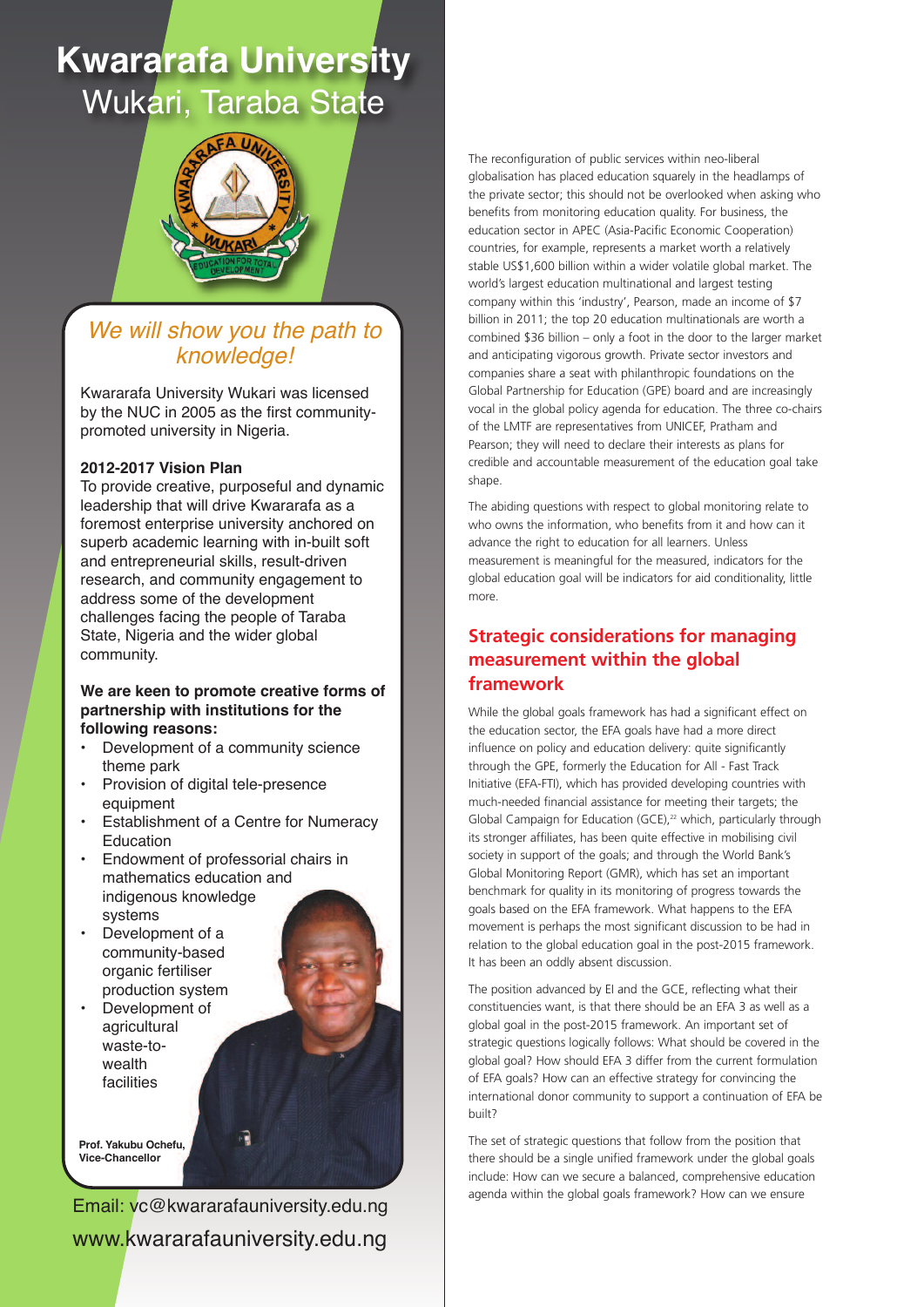# Kwararafa University
## Wukari, Taraba State

*We will show you the path to knowledge!*

Kwararafa University Wukari was licensed by the NUC in 2005 as the first community-promoted university in Nigeria.

**2012-2017 Vision Plan**

To provide creative, purposeful and dynamic leadership that will drive Kwararafa as a foremost enterprise university anchored on superb academic learning with in-built soft and entrepreneurial skills, result-driven research, and community engagement to address some of the development challenges facing the people of Taraba State, Nigeria and the wider global community.

**We are keen to promote creative forms of partnership with institutions for the following reasons:**

- Development of a community science theme park
- Provision of digital tele-presence equipment
- Establishment of a Centre for Numeracy Education
- Endowment of professorial chairs in mathematics education and indigenous knowledge systems
- Development of a community-based organic fertiliser production system
- Development of agricultural waste-to-wealth facilities

**Prof. Yakubu Ochefu, Vice-Chancellor**

Email: vc@kwararafauniversity.edu.ng
www.kwararafauniversity.edu.ng

The reconfiguration of public services within neo-liberal globalisation has placed education squarely in the headlamps of the private sector; this should not be overlooked when asking who benefits from monitoring education quality. For business, the education sector in APEC (Asia-Pacific Economic Cooperation) countries, for example, represents a market worth a relatively stable US$1,600 billion within a wider volatile global market. The world's largest education multinational and largest testing company within this 'industry', Pearson, made an income of $7 billion in 2011; the top 20 education multinationals are worth a combined $36 billion – only a foot in the door to the larger market and anticipating vigorous growth. Private sector investors and companies share a seat with philanthropic foundations on the Global Partnership for Education (GPE) board and are increasingly vocal in the global policy agenda for education. The three co-chairs of the LMTF are representatives from UNICEF, Pratham and Pearson; they will need to declare their interests as plans for credible and accountable measurement of the education goal take shape.

The abiding questions with respect to global monitoring relate to who owns the information, who benefits from it and how can it advance the right to education for all learners. Unless measurement is meaningful for the measured, indicators for the global education goal will be indicators for aid conditionality, little more.

## Strategic considerations for managing measurement within the global framework

While the global goals framework has had a significant effect on the education sector, the EFA goals have had a more direct influence on policy and education delivery: quite significantly through the GPE, formerly the Education for All - Fast Track Initiative (EFA-FTI), which has provided developing countries with much-needed financial assistance for meeting their targets; the Global Campaign for Education (GCE),[22] which, particularly through its stronger affiliates, has been quite effective in mobilising civil society in support of the goals; and through the World Bank's Global Monitoring Report (GMR), which has set an important benchmark for quality in its monitoring of progress towards the goals based on the EFA framework. What happens to the EFA movement is perhaps the most significant discussion to be had in relation to the global education goal in the post-2015 framework. It has been an oddly absent discussion.

The position advanced by EI and the GCE, reflecting what their constituencies want, is that there should be an EFA 3 as well as a global goal in the post-2015 framework. An important set of strategic questions logically follows: What should be covered in the global goal? How should EFA 3 differ from the current formulation of EFA goals? How can an effective strategy for convincing the international donor community to support a continuation of EFA be built?

The set of strategic questions that follow from the position that there should be a single unified framework under the global goals include: How can we secure a balanced, comprehensive education agenda within the global goals framework? How can we ensure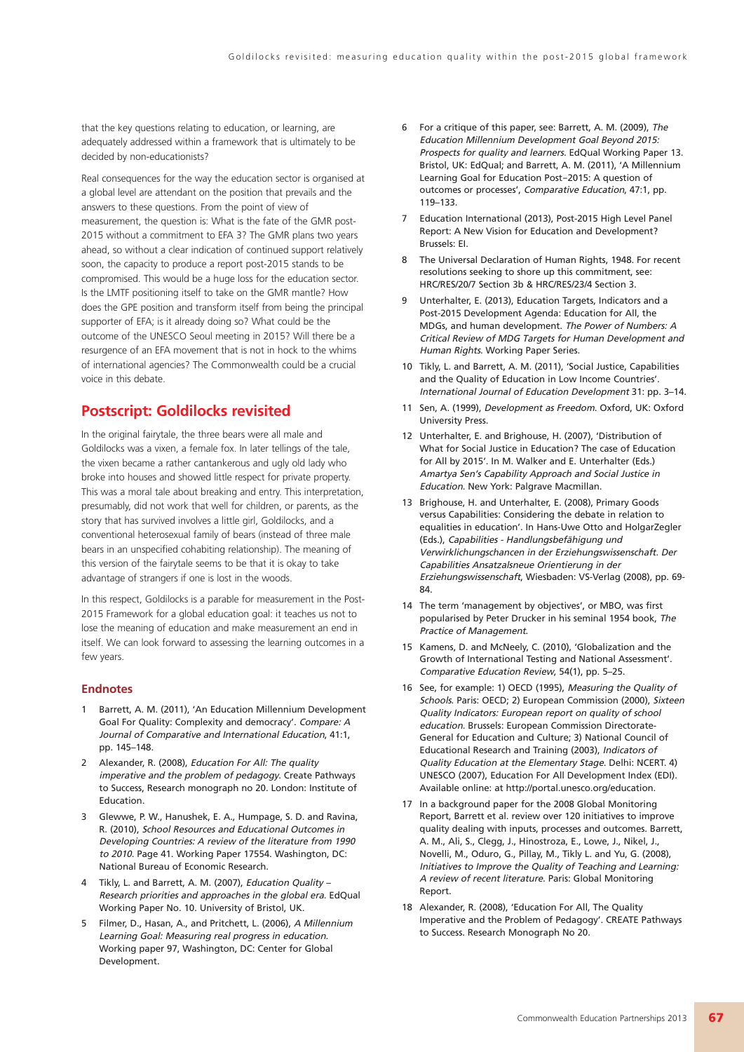that the key questions relating to education, or learning, are adequately addressed within a framework that is ultimately to be decided by non-educationists?

Real consequences for the way the education sector is organised at a global level are attendant on the position that prevails and the answers to these questions. From the point of view of measurement, the question is: What is the fate of the GMR post-2015 without a commitment to EFA 3? The GMR plans two years ahead, so without a clear indication of continued support relatively soon, the capacity to produce a report post-2015 stands to be compromised. This would be a huge loss for the education sector. Is the LMTF positioning itself to take on the GMR mantle? How does the GPE position and transform itself from being the principal supporter of EFA; is it already doing so? What could be the outcome of the UNESCO Seoul meeting in 2015? Will there be a resurgence of an EFA movement that is not in hock to the whims of international agencies? The Commonwealth could be a crucial voice in this debate.

## Postscript: Goldilocks revisited

In the original fairytale, the three bears were all male and Goldilocks was a vixen, a female fox. In later tellings of the tale, the vixen became a rather cantankerous and ugly old lady who broke into houses and showed little respect for private property. This was a moral tale about breaking and entry. This interpretation, presumably, did not work that well for children, or parents, as the story that has survived involves a little girl, Goldilocks, and a conventional heterosexual family of bears (instead of three male bears in an unspecified cohabiting relationship). The meaning of this version of the fairytale seems to be that it is okay to take advantage of strangers if one is lost in the woods.

In this respect, Goldilocks is a parable for measurement in the Post-2015 Framework for a global education goal: it teaches us not to lose the meaning of education and make measurement an end in itself. We can look forward to assessing the learning outcomes in a few years.

### Endnotes

1. Barrett, A. M. (2011), 'An Education Millennium Development Goal For Quality: Complexity and democracy'. *Compare: A Journal of Comparative and International Education*, 41:1, pp. 145–148.
2. Alexander, R. (2008), *Education For All: The quality imperative and the problem of pedagogy*. Create Pathways to Success, Research monograph no 20. London: Institute of Education.
3. Glewwe, P. W., Hanushek, E. A., Humpage, S. D. and Ravina, R. (2010), *School Resources and Educational Outcomes in Developing Countries: A review of the literature from 1990 to 2010*. Page 41. Working Paper 17554. Washington, DC: National Bureau of Economic Research.
4. Tikly, L. and Barrett, A. M. (2007), *Education Quality – Research priorities and approaches in the global era*. EdQual Working Paper No. 10. University of Bristol, UK.
5. Filmer, D., Hasan, A., and Pritchett, L. (2006), *A Millennium Learning Goal: Measuring real progress in education*. Working paper 97, Washington, DC: Center for Global Development.
6. For a critique of this paper, see: Barrett, A. M. (2009), *The Education Millennium Development Goal Beyond 2015: Prospects for quality and learners*. EdQual Working Paper 13. Bristol, UK: EdQual; and Barrett, A. M. (2011), 'A Millennium Learning Goal for Education Post–2015: A question of outcomes or processes', *Comparative Education*, 47:1, pp. 119–133.
7. Education International (2013), Post-2015 High Level Panel Report: A New Vision for Education and Development? Brussels: EI.
8. The Universal Declaration of Human Rights, 1948. For recent resolutions seeking to shore up this commitment, see: HRC/RES/20/7 Section 3b & HRC/RES/23/4 Section 3.
9. Unterhalter, E. (2013), Education Targets, Indicators and a Post-2015 Development Agenda: Education for All, the MDGs, and human development. *The Power of Numbers: A Critical Review of MDG Targets for Human Development and Human Rights*. Working Paper Series.
10. Tikly, L. and Barrett, A. M. (2011), 'Social Justice, Capabilities and the Quality of Education in Low Income Countries'. *International Journal of Education Development* 31: pp. 3–14.
11. Sen, A. (1999), *Development as Freedom*. Oxford, UK: Oxford University Press.
12. Unterhalter, E. and Brighouse, H. (2007), 'Distribution of What for Social Justice in Education? The case of Education for All by 2015'. In M. Walker and E. Unterhalter (Eds.) *Amartya Sen's Capability Approach and Social Justice in Education*. New York: Palgrave Macmillan.
13. Brighouse, H. and Unterhalter, E. (2008), Primary Goods versus Capabilities: Considering the debate in relation to equalities in education'. In Hans-Uwe Otto and HolgarZegler (Eds.), *Capabilities - Handlungsbefähigung und Verwirklichungschancen in der Erziehungswissenschaft. Der Capabilities Ansatzalsneue Orientierung in der Erziehungswissenschaft*, Wiesbaden: VS-Verlag (2008), pp. 69-84.
14. The term 'management by objectives', or MBO, was first popularised by Peter Drucker in his seminal 1954 book, *The Practice of Management*.
15. Kamens, D. and McNeely, C. (2010), 'Globalization and the Growth of International Testing and National Assessment'. *Comparative Education Review*, 54(1), pp. 5–25.
16. See, for example: 1) OECD (1995), *Measuring the Quality of Schools*. Paris: OECD; 2) European Commission (2000), *Sixteen Quality Indicators: European report on quality of school education*. Brussels: European Commission Directorate-General for Education and Culture; 3) National Council of Educational Research and Training (2003), *Indicators of Quality Education at the Elementary Stage*. Delhi: NCERT. 4) UNESCO (2007), Education For All Development Index (EDI). Available online: at http://portal.unesco.org/education.
17. In a background paper for the 2008 Global Monitoring Report, Barrett et al. review over 120 initiatives to improve quality dealing with inputs, processes and outcomes. Barrett, A. M., Ali, S., Clegg, J., Hinostroza, E., Lowe, J., Nikel, J., Novelli, M., Oduro, G., Pillay, M., Tikly L. and Yu, G. (2008), *Initiatives to Improve the Quality of Teaching and Learning: A review of recent literature*. Paris: Global Monitoring Report.
18. Alexander, R. (2008), 'Education For All, The Quality Imperative and the Problem of Pedagogy'. CREATE Pathways to Success. Research Monograph No 20.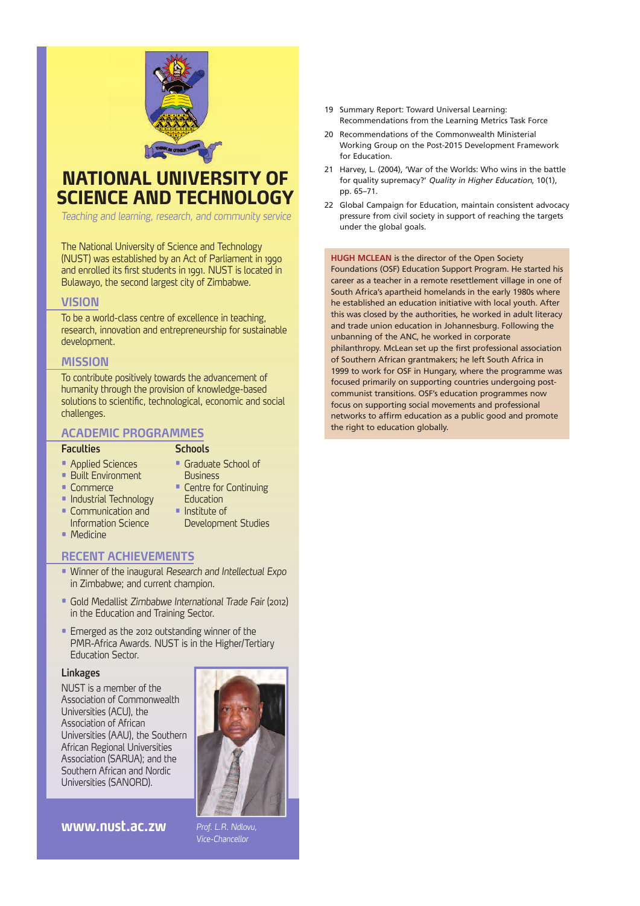# NATIONAL UNIVERSITY OF SCIENCE AND TECHNOLOGY

*Teaching and learning, research, and community service*

The National University of Science and Technology (NUST) was established by an Act of Parliament in 1990 and enrolled its first students in 1991. NUST is located in Bulawayo, the second largest city of Zimbabwe.

## VISION

To be a world-class centre of excellence in teaching, research, innovation and entrepreneurship for sustainable development.

## MISSION

To contribute positively towards the advancement of humanity through the provision of knowledge-based solutions to scientific, technological, economic and social challenges.

## ACADEMIC PROGRAMMES

### Faculties

- Applied Sciences
- Built Environment
- Commerce
- Industrial Technology
- Communication and Information Science
- Medicine

### Schools

- Graduate School of Business
- Centre for Continuing Education
- Institute of Development Studies

## RECENT ACHIEVEMENTS

- Winner of the inaugural *Research and Intellectual Expo* in Zimbabwe; and current champion.
- Gold Medallist *Zimbabwe International Trade Fair* (2012) in the Education and Training Sector.
- Emerged as the 2012 outstanding winner of the PMR-Africa Awards. NUST is in the Higher/Tertiary Education Sector.

### Linkages

NUST is a member of the Association of Commonwealth Universities (ACU), the Association of African Universities (AAU), the Southern African Regional Universities Association (SARUA); and the Southern African and Nordic Universities (SANORD).

*Prof. L.R. Ndlovu, Vice-Chancellor*

**www.nust.ac.zw**

19 Summary Report: Toward Universal Learning: Recommendations from the Learning Metrics Task Force

20 Recommendations of the Commonwealth Ministerial Working Group on the Post-2015 Development Framework for Education.

21 Harvey, L. (2004), 'War of the Worlds: Who wins in the battle for quality supremacy?' *Quality in Higher Education*, 10(1), pp. 65–71.

22 Global Campaign for Education, maintain consistent advocacy pressure from civil society in support of reaching the targets under the global goals.

**HUGH MCLEAN** is the director of the Open Society Foundations (OSF) Education Support Program. He started his career as a teacher in a remote resettlement village in one of South Africa's apartheid homelands in the early 1980s where he established an education initiative with local youth. After this was closed by the authorities, he worked in adult literacy and trade union education in Johannesburg. Following the unbanning of the ANC, he worked in corporate philanthropy. McLean set up the first professional association of Southern African grantmakers; he left South Africa in 1999 to work for OSF in Hungary, where the programme was focused primarily on supporting countries undergoing post-communist transitions. OSF's education programmes now focus on supporting social movements and professional networks to affirm education as a public good and promote the right to education globally.